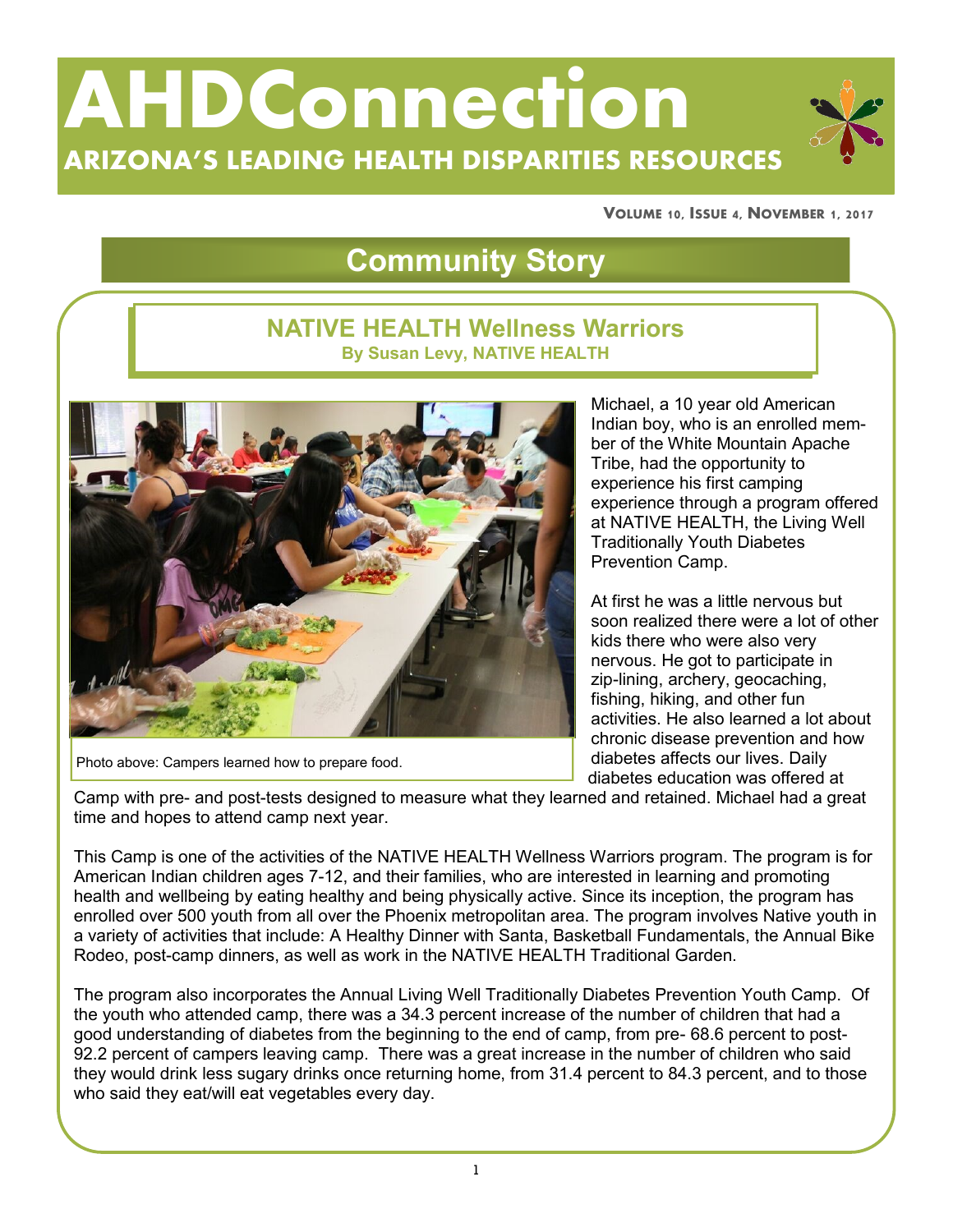# AHDConnection

## ARIZONA'S LEADING HEALTH DISPARITIES RESOURCES

**VOLUME 10, ISSUE 4, NOVEMBER 1, 2017**

## Community Story

### NATIVE HEALTH Wellness Warriors

**By Susan Levy, NATIVE HEALTH**

Photo above: Campers learned how to prepare food.

Michael, a 10 year old American Indian boy, who is an enrolled member of the White Mountain Apache Tribe, had the opportunity to experience his first camping experience through a program offered at NATIVE HEALTH, the Living Well Traditionally Youth Diabetes Prevention Camp.

At first he was a little nervous but soon realized there were a lot of other kids there who were also very nervous. He got to participate in zip-lining, archery, geocaching, fishing, hiking, and other fun activities. He also learned a lot about chronic disease prevention and how diabetes affects our lives. Daily diabetes education was offered at Camp with pre- and post-tests designed to measure what they learned and retained. Michael had a great time and hopes to attend camp next year.

This Camp is one of the activities of the NATIVE HEALTH Wellness Warriors program. The program is for American Indian children ages 7-12, and their families, who are interested in learning and promoting health and wellbeing by eating healthy and being physically active. Since its inception, the program has enrolled over 500 youth from all over the Phoenix metropolitan area. The program involves Native youth in a variety of activities that include: A Healthy Dinner with Santa, Basketball Fundamentals, the Annual Bike Rodeo, post-camp dinners, as well as work in the NATIVE HEALTH Traditional Garden.

The program also incorporates the Annual Living Well Traditionally Diabetes Prevention Youth Camp. Of the youth who attended camp, there was a 34.3 percent increase of the number of children that had a good understanding of diabetes from the beginning to the end of camp, from pre- 68.6 percent to post- 92.2 percent of campers leaving camp. There was a great increase in the number of children who said they would drink less sugary drinks once returning home, from 31.4 percent to 84.3 percent, and to those who said they eat/will eat vegetables every day.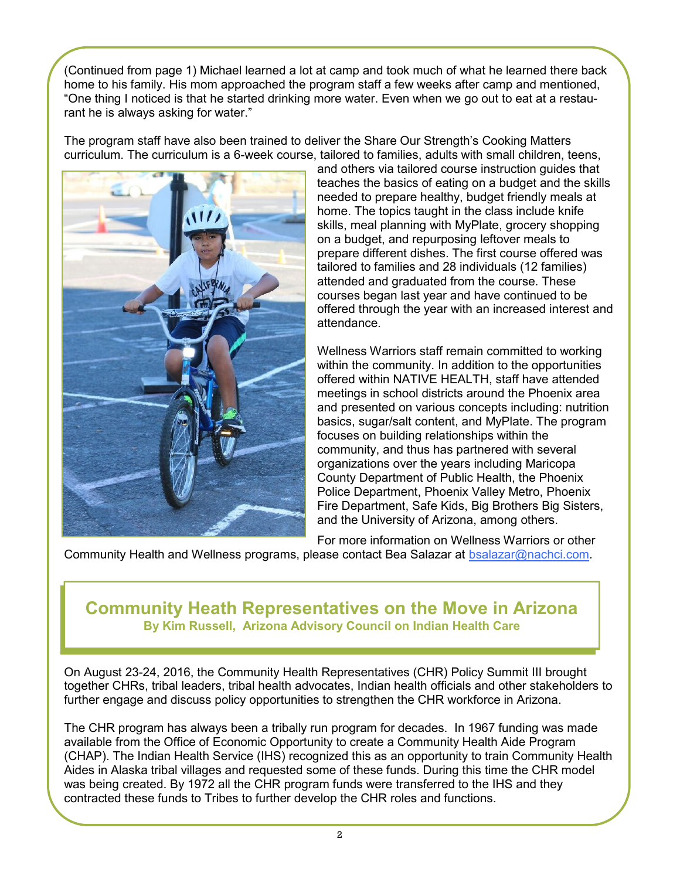(Continued from page 1) Michael learned a lot at camp and took much of what he learned there back home to his family. His mom approached the program staff a few weeks after camp and mentioned, “One thing I noticed is that he started drinking more water. Even when we go out to eat at a restaurant he is always asking for water.”

The program staff have also been trained to deliver the Share Our Strength’s Cooking Matters curriculum. The curriculum is a 6-week course, tailored to families, adults with small children, teens, and others via tailored course instruction guides that teaches the basics of eating on a budget and the skills needed to prepare healthy, budget friendly meals at home. The topics taught in the class include knife skills, meal planning with MyPlate, grocery shopping on a budget, and repurposing leftover meals to prepare different dishes. The first course offered was tailored to families and 28 individuals (12 families) attended and graduated from the course. These courses began last year and have continued to be offered through the year with an increased interest and attendance.

Wellness Warriors staff remain committed to working within the community. In addition to the opportunities offered within NATIVE HEALTH, staff have attended meetings in school districts around the Phoenix area and presented on various concepts including: nutrition basics, sugar/salt content, and MyPlate. The program focuses on building relationships within the community, and thus has partnered with several organizations over the years including Maricopa County Department of Public Health, the Phoenix Police Department, Phoenix Valley Metro, Phoenix Fire Department, Safe Kids, Big Brothers Big Sisters, and the University of Arizona, among others.

For more information on Wellness Warriors or other Community Health and Wellness programs, please contact Bea Salazar at bsalazar@nachci.com.

## Community Heath Representatives on the Move in Arizona

**By Kim Russell, Arizona Advisory Council on Indian Health Care**

On August 23-24, 2016, the Community Health Representatives (CHR) Policy Summit III brought together CHRs, tribal leaders, tribal health advocates, Indian health officials and other stakeholders to further engage and discuss policy opportunities to strengthen the CHR workforce in Arizona.

The CHR program has always been a tribally run program for decades. In 1967 funding was made available from the Office of Economic Opportunity to create a Community Health Aide Program (CHAP). The Indian Health Service (IHS) recognized this as an opportunity to train Community Health Aides in Alaska tribal villages and requested some of these funds. During this time the CHR model was being created. By 1972 all the CHR program funds were transferred to the IHS and they contracted these funds to Tribes to further develop the CHR roles and functions.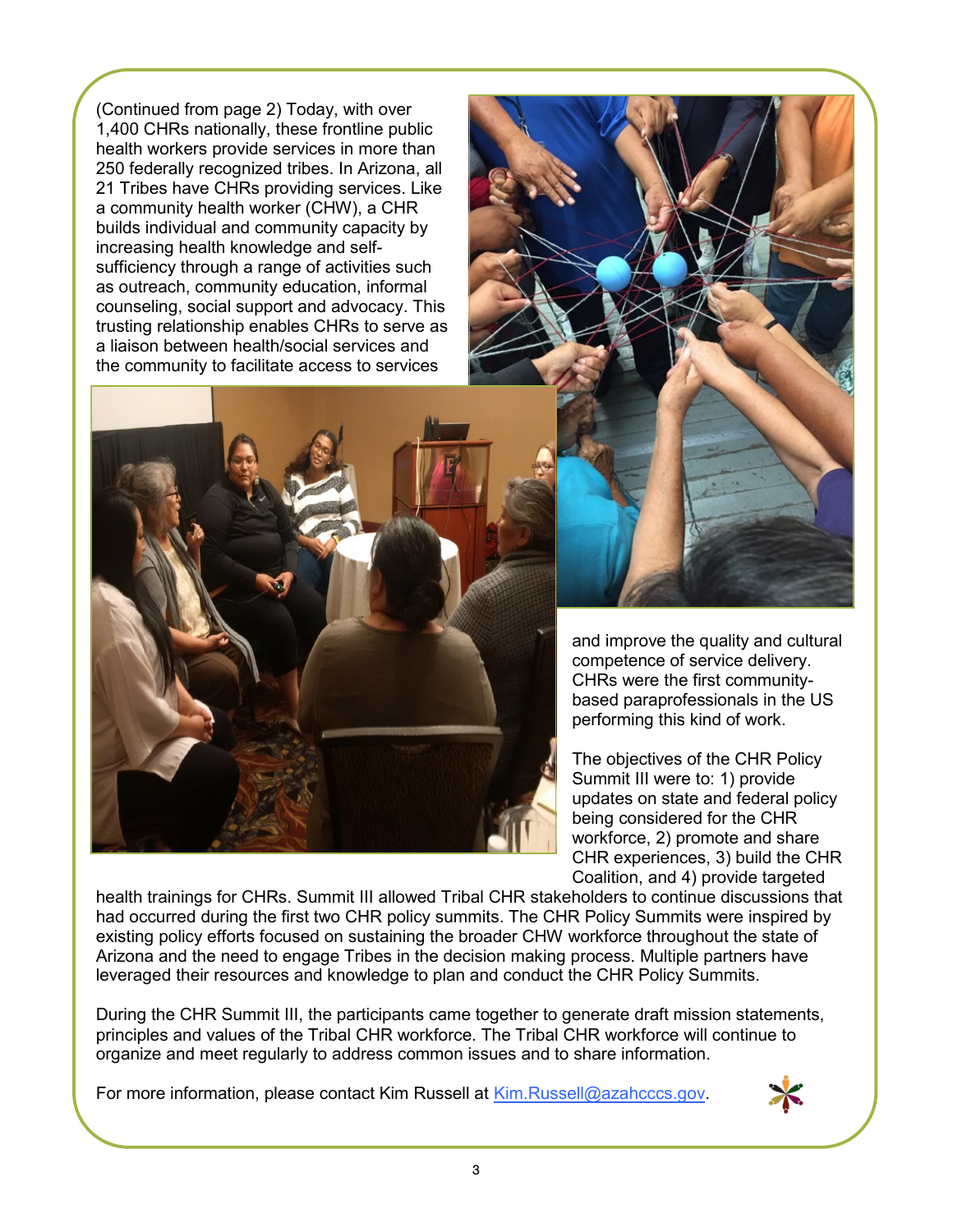(Continued from page 2) Today, with over 1,400 CHRs nationally, these frontline public health workers provide services in more than 250 federally recognized tribes. In Arizona, all 21 Tribes have CHRs providing services. Like a community health worker (CHW), a CHR builds individual and community capacity by increasing health knowledge and self-sufficiency through a range of activities such as outreach, community education, informal counseling, social support and advocacy. This trusting relationship enables CHRs to serve as a liaison between health/social services and the community to facilitate access to services and improve the quality and cultural competence of service delivery. CHRs were the first community-based paraprofessionals in the US performing this kind of work.

The objectives of the CHR Policy Summit III were to: 1) provide updates on state and federal policy being considered for the CHR workforce, 2) promote and share CHR experiences, 3) build the CHR Coalition, and 4) provide targeted health trainings for CHRs. Summit III allowed Tribal CHR stakeholders to continue discussions that had occurred during the first two CHR policy summits. The CHR Policy Summits were inspired by existing policy efforts focused on sustaining the broader CHW workforce throughout the state of Arizona and the need to engage Tribes in the decision making process. Multiple partners have leveraged their resources and knowledge to plan and conduct the CHR Policy Summits.

During the CHR Summit III, the participants came together to generate draft mission statements, principles and values of the Tribal CHR workforce. The Tribal CHR workforce will continue to organize and meet regularly to address common issues and to share information.

For more information, please contact Kim Russell at Kim.Russell@azahcccs.gov.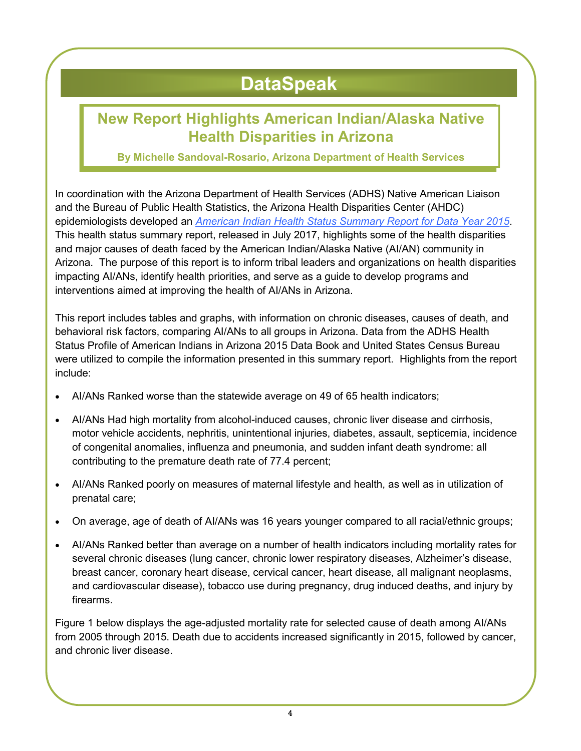# DataSpeak

## New Report Highlights American Indian/Alaska Native Health Disparities in Arizona

**By Michelle Sandoval-Rosario, Arizona Department of Health Services**

In coordination with the Arizona Department of Health Services (ADHS) Native American Liaison and the Bureau of Public Health Statistics, the Arizona Health Disparities Center (AHDC) epidemiologists developed an *American Indian Health Status Summary Report for Data Year 2015*. This health status summary report, released in July 2017, highlights some of the health disparities and major causes of death faced by the American Indian/Alaska Native (AI/AN) community in Arizona. The purpose of this report is to inform tribal leaders and organizations on health disparities impacting AI/ANs, identify health priorities, and serve as a guide to develop programs and interventions aimed at improving the health of AI/ANs in Arizona.

This report includes tables and graphs, with information on chronic diseases, causes of death, and behavioral risk factors, comparing AI/ANs to all groups in Arizona. Data from the ADHS Health Status Profile of American Indians in Arizona 2015 Data Book and United States Census Bureau were utilized to compile the information presented in this summary report. Highlights from the report include:

- AI/ANs Ranked worse than the statewide average on 49 of 65 health indicators;
- AI/ANs Had high mortality from alcohol-induced causes, chronic liver disease and cirrhosis, motor vehicle accidents, nephritis, unintentional injuries, diabetes, assault, septicemia, incidence of congenital anomalies, influenza and pneumonia, and sudden infant death syndrome: all contributing to the premature death rate of 77.4 percent;
- AI/ANs Ranked poorly on measures of maternal lifestyle and health, as well as in utilization of prenatal care;
- On average, age of death of AI/ANs was 16 years younger compared to all racial/ethnic groups;
- AI/ANs Ranked better than average on a number of health indicators including mortality rates for several chronic diseases (lung cancer, chronic lower respiratory diseases, Alzheimer's disease, breast cancer, coronary heart disease, cervical cancer, heart disease, all malignant neoplasms, and cardiovascular disease), tobacco use during pregnancy, drug induced deaths, and injury by firearms.

Figure 1 below displays the age-adjusted mortality rate for selected cause of death among AI/ANs from 2005 through 2015. Death due to accidents increased significantly in 2015, followed by cancer, and chronic liver disease.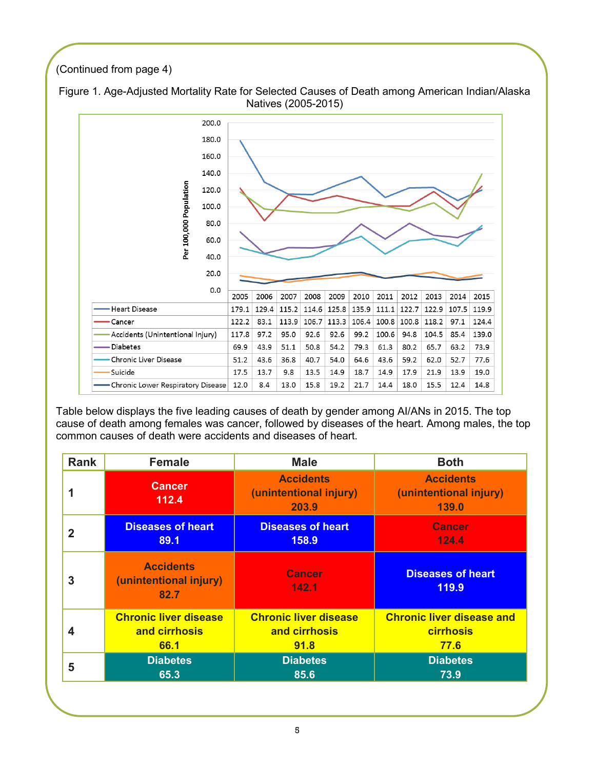(Continued from page 4)

Figure 1. Age-Adjusted Mortality Rate for Selected Causes of Death among American Indian/Alaska Natives (2005-2015)

| | 2005 | 2006 | 2007 | 2008 | 2009 | 2010 | 2011 | 2012 | 2013 | 2014 | 2015 |
|---|---|---|---|---|---|---|---|---|---|---|---|
| Heart Disease | 179.1 | 129.4 | 115.2 | 114.6 | 125.8 | 135.9 | 111.1 | 122.7 | 122.9 | 107.5 | 119.9 |
| Cancer | 122.2 | 83.1 | 113.9 | 106.7 | 113.3 | 106.4 | 100.8 | 100.8 | 118.2 | 97.1 | 124.4 |
| Accidents (Unintentional Injury) | 117.8 | 97.2 | 95.0 | 92.6 | 92.6 | 99.2 | 100.6 | 94.8 | 104.5 | 85.4 | 139.0 |
| Diabetes | 69.9 | 43.9 | 51.1 | 50.8 | 54.2 | 79.3 | 61.3 | 80.2 | 65.7 | 63.2 | 73.9 |
| Chronic Liver Disease | 51.2 | 43.6 | 36.8 | 40.7 | 54.0 | 64.6 | 43.6 | 59.2 | 62.0 | 52.7 | 77.6 |
| Suicide | 17.5 | 13.7 | 9.8 | 13.5 | 14.9 | 18.7 | 14.9 | 17.9 | 21.9 | 13.9 | 19.0 |
| Chronic Lower Respiratory Disease | 12.0 | 8.4 | 13.0 | 15.8 | 19.2 | 21.7 | 14.4 | 18.0 | 15.5 | 12.4 | 14.8 |

Table below displays the five leading causes of death by gender among AI/ANs in 2015. The top cause of death among females was cancer, followed by diseases of the heart. Among males, the top common causes of death were accidents and diseases of heart.

| Rank | Female | Male | Both |
|---|---|---|---|
| 1 | Cancer 112.4 | Accidents (unintentional injury) 203.9 | Accidents (unintentional injury) 139.0 |
| 2 | Diseases of heart 89.1 | Diseases of heart 158.9 | Cancer 124.4 |
| 3 | Accidents (unintentional injury) 82.7 | Cancer 142.1 | Diseases of heart 119.9 |
| 4 | Chronic liver disease and cirrhosis 66.1 | Chronic liver disease and cirrhosis 91.8 | Chronic liver disease and cirrhosis 77.6 |
| 5 | Diabetes 65.3 | Diabetes 85.6 | Diabetes 73.9 |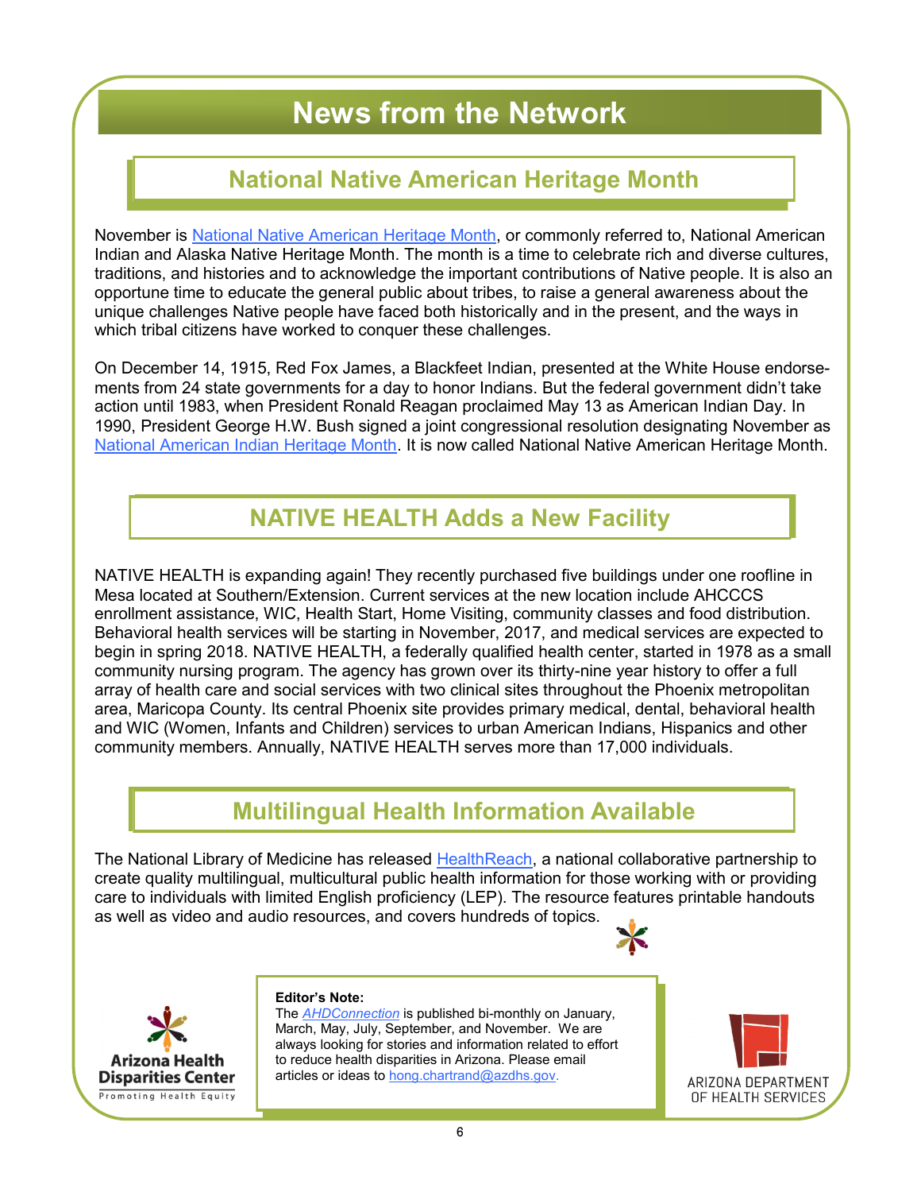# News from the Network

## National Native American Heritage Month

November is National Native American Heritage Month, or commonly referred to, National American Indian and Alaska Native Heritage Month. The month is a time to celebrate rich and diverse cultures, traditions, and histories and to acknowledge the important contributions of Native people. It is also an opportune time to educate the general public about tribes, to raise a general awareness about the unique challenges Native people have faced both historically and in the present, and the ways in which tribal citizens have worked to conquer these challenges.

On December 14, 1915, Red Fox James, a Blackfeet Indian, presented at the White House endorsements from 24 state governments for a day to honor Indians. But the federal government didn't take action until 1983, when President Ronald Reagan proclaimed May 13 as American Indian Day. In 1990, President George H.W. Bush signed a joint congressional resolution designating November as National American Indian Heritage Month. It is now called National Native American Heritage Month.

## NATIVE HEALTH Adds a New Facility

NATIVE HEALTH is expanding again! They recently purchased five buildings under one roofline in Mesa located at Southern/Extension. Current services at the new location include AHCCCS enrollment assistance, WIC, Health Start, Home Visiting, community classes and food distribution. Behavioral health services will be starting in November, 2017, and medical services are expected to begin in spring 2018. NATIVE HEALTH, a federally qualified health center, started in 1978 as a small community nursing program. The agency has grown over its thirty-nine year history to offer a full array of health care and social services with two clinical sites throughout the Phoenix metropolitan area, Maricopa County. Its central Phoenix site provides primary medical, dental, behavioral health and WIC (Women, Infants and Children) services to urban American Indians, Hispanics and other community members. Annually, NATIVE HEALTH serves more than 17,000 individuals.

## Multilingual Health Information Available

The National Library of Medicine has released HealthReach, a national collaborative partnership to create quality multilingual, multicultural public health information for those working with or providing care to individuals with limited English proficiency (LEP). The resource features printable handouts as well as video and audio resources, and covers hundreds of topics.

Arizona Health Disparities Center
Promoting Health Equity

**Editor's Note:**
The *AHDConnection* is published bi-monthly on January, March, May, July, September, and November. We are always looking for stories and information related to effort to reduce health disparities in Arizona. Please email articles or ideas to hong.chartrand@azdhs.gov.

ARIZONA DEPARTMENT OF HEALTH SERVICES